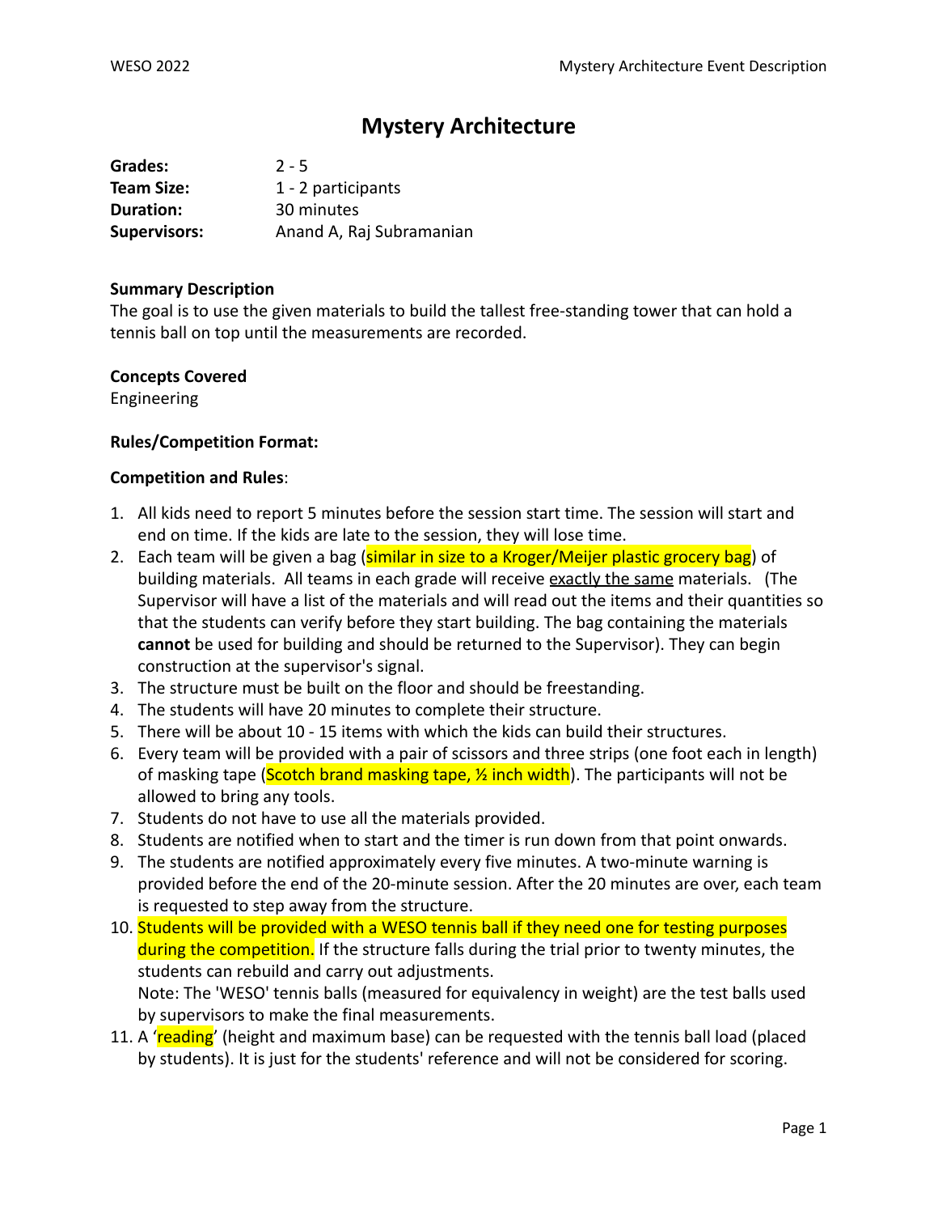# Mystery Architecture

**Grades:** 2 - 5
**Team Size:** 1 - 2 participants
**Duration:** 30 minutes
**Supervisors:** Anand A, Raj Subramanian

**Summary Description**
The goal is to use the given materials to build the tallest free-standing tower that can hold a tennis ball on top until the measurements are recorded.

**Concepts Covered**
Engineering

**Rules/Competition Format:**

**Competition and Rules**:

1. All kids need to report 5 minutes before the session start time. The session will start and end on time. If the kids are late to the session, they will lose time.
2. Each team will be given a bag (similar in size to a Kroger/Meijer plastic grocery bag) of building materials. All teams in each grade will receive exactly the same materials. (The Supervisor will have a list of the materials and will read out the items and their quantities so that the students can verify before they start building. The bag containing the materials **cannot** be used for building and should be returned to the Supervisor). They can begin construction at the supervisor's signal.
3. The structure must be built on the floor and should be freestanding.
4. The students will have 20 minutes to complete their structure.
5. There will be about 10 - 15 items with which the kids can build their structures.
6. Every team will be provided with a pair of scissors and three strips (one foot each in length) of masking tape (Scotch brand masking tape, ½ inch width). The participants will not be allowed to bring any tools.
7. Students do not have to use all the materials provided.
8. Students are notified when to start and the timer is run down from that point onwards.
9. The students are notified approximately every five minutes. A two-minute warning is provided before the end of the 20-minute session. After the 20 minutes are over, each team is requested to step away from the structure.
10. Students will be provided with a WESO tennis ball if they need one for testing purposes during the competition. If the structure falls during the trial prior to twenty minutes, the students can rebuild and carry out adjustments.
    Note: The 'WESO' tennis balls (measured for equivalency in weight) are the test balls used by supervisors to make the final measurements.
11. A 'reading' (height and maximum base) can be requested with the tennis ball load (placed by students). It is just for the students' reference and will not be considered for scoring.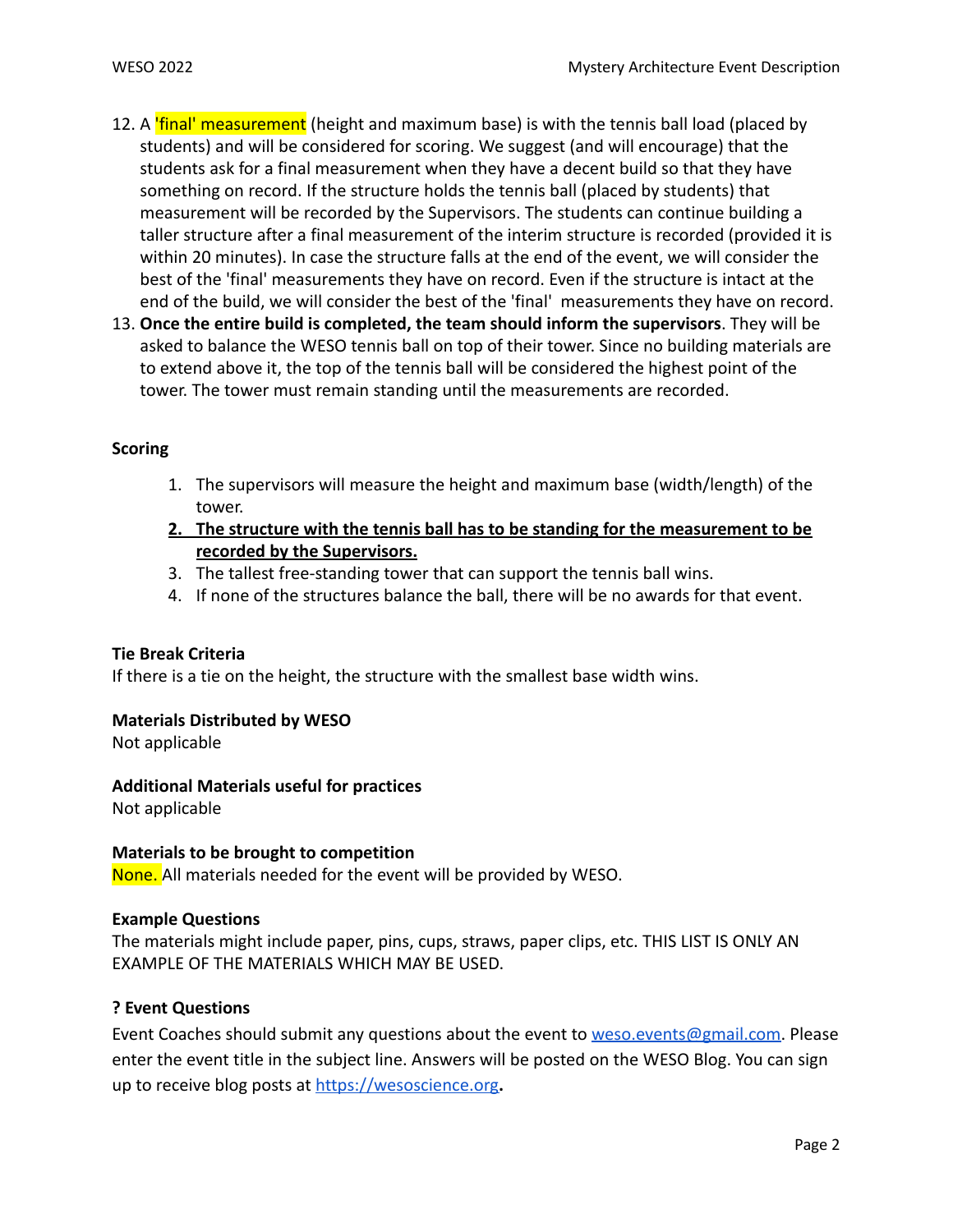12. A 'final' measurement (height and maximum base) is with the tennis ball load (placed by students) and will be considered for scoring. We suggest (and will encourage) that the students ask for a final measurement when they have a decent build so that they have something on record. If the structure holds the tennis ball (placed by students) that measurement will be recorded by the Supervisors. The students can continue building a taller structure after a final measurement of the interim structure is recorded (provided it is within 20 minutes). In case the structure falls at the end of the event, we will consider the best of the 'final' measurements they have on record. Even if the structure is intact at the end of the build, we will consider the best of the 'final' measurements they have on record.
13. **Once the entire build is completed, the team should inform the supervisors**. They will be asked to balance the WESO tennis ball on top of their tower. Since no building materials are to extend above it, the top of the tennis ball will be considered the highest point of the tower. The tower must remain standing until the measurements are recorded.

**Scoring**

1. The supervisors will measure the height and maximum base (width/length) of the tower.
2. **The structure with the tennis ball has to be standing for the measurement to be recorded by the Supervisors.**
3. The tallest free-standing tower that can support the tennis ball wins.
4. If none of the structures balance the ball, there will be no awards for that event.

**Tie Break Criteria**

If there is a tie on the height, the structure with the smallest base width wins.

**Materials Distributed by WESO**

Not applicable

**Additional Materials useful for practices**

Not applicable

**Materials to be brought to competition**

None. All materials needed for the event will be provided by WESO.

**Example Questions**

The materials might include paper, pins, cups, straws, paper clips, etc. THIS LIST IS ONLY AN EXAMPLE OF THE MATERIALS WHICH MAY BE USED.

**? Event Questions**

Event Coaches should submit any questions about the event to weso.events@gmail.com. Please enter the event title in the subject line. Answers will be posted on the WESO Blog. You can sign up to receive blog posts at https://wesoscience.org.